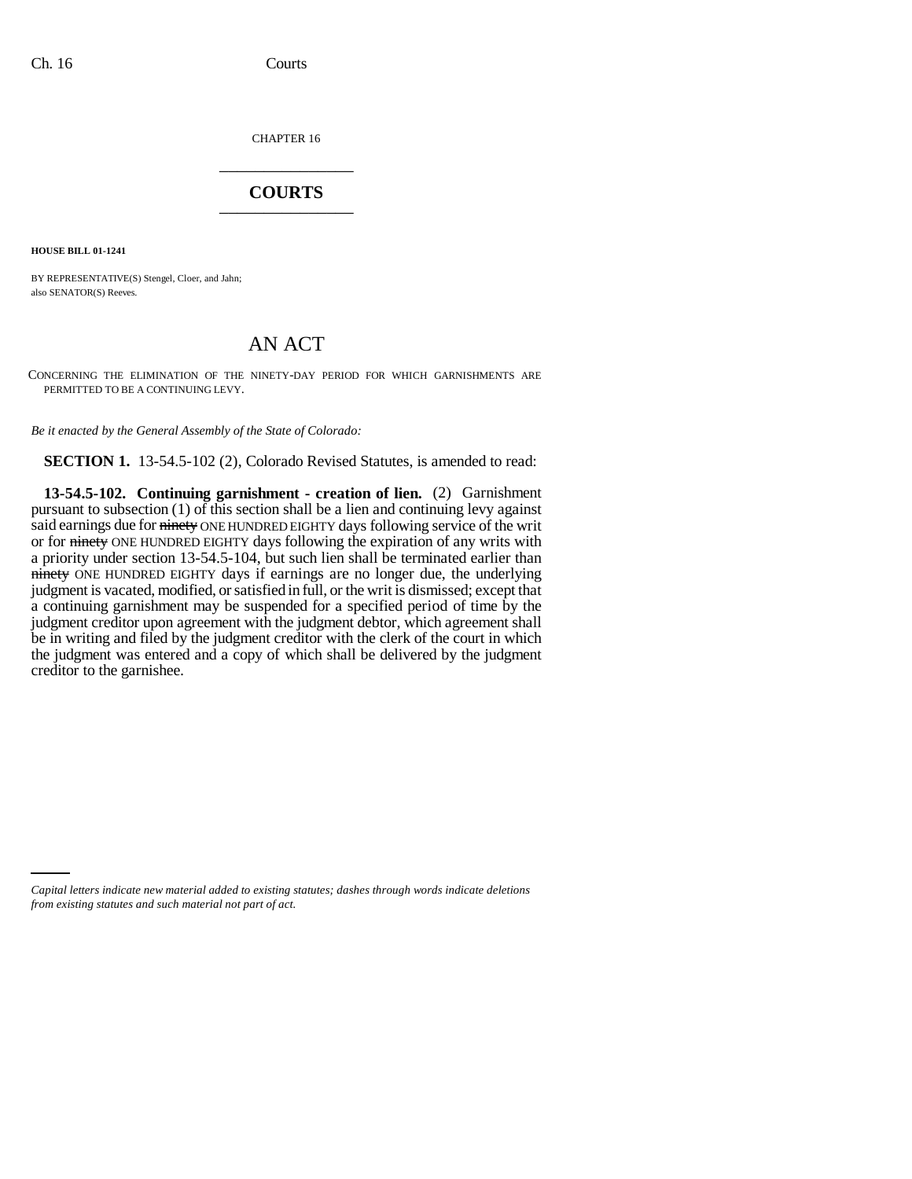CHAPTER 16

# COURTS

**HOUSE BILL 01-1241**

BY REPRESENTATIVE(S) Stengel, Cloer, and Jahn;
also SENATOR(S) Reeves.

## AN ACT

CONCERNING THE ELIMINATION OF THE NINETY-DAY PERIOD FOR WHICH GARNISHMENTS ARE PERMITTED TO BE A CONTINUING LEVY.

*Be it enacted by the General Assembly of the State of Colorado:*

**SECTION 1.** 13-54.5-102 (2), Colorado Revised Statutes, is amended to read:

**13-54.5-102. Continuing garnishment - creation of lien.** (2) Garnishment pursuant to subsection (1) of this section shall be a lien and continuing levy against said earnings due for ~~ninety~~ ONE HUNDRED EIGHTY days following service of the writ or for ~~ninety~~ ONE HUNDRED EIGHTY days following the expiration of any writs with a priority under section 13-54.5-104, but such lien shall be terminated earlier than ~~ninety~~ ONE HUNDRED EIGHTY days if earnings are no longer due, the underlying judgment is vacated, modified, or satisfied in full, or the writ is dismissed; except that a continuing garnishment may be suspended for a specified period of time by the judgment creditor upon agreement with the judgment debtor, which agreement shall be in writing and filed by the judgment creditor with the clerk of the court in which the judgment was entered and a copy of which shall be delivered by the judgment creditor to the garnishee.

*Capital letters indicate new material added to existing statutes; dashes through words indicate deletions from existing statutes and such material not part of act.*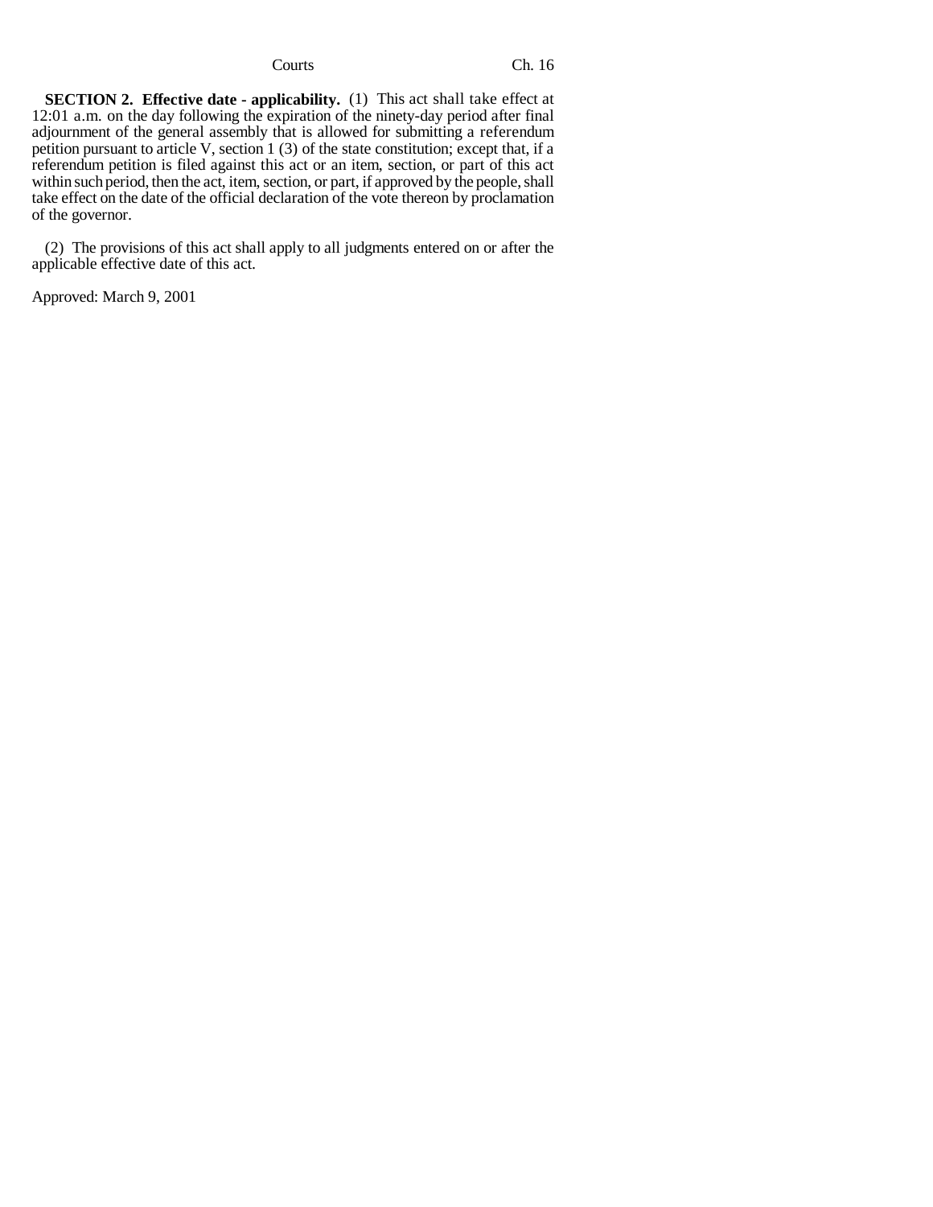**SECTION 2. Effective date - applicability.** (1) This act shall take effect at 12:01 a.m. on the day following the expiration of the ninety-day period after final adjournment of the general assembly that is allowed for submitting a referendum petition pursuant to article V, section 1 (3) of the state constitution; except that, if a referendum petition is filed against this act or an item, section, or part of this act within such period, then the act, item, section, or part, if approved by the people, shall take effect on the date of the official declaration of the vote thereon by proclamation of the governor.

(2) The provisions of this act shall apply to all judgments entered on or after the applicable effective date of this act.

Approved: March 9, 2001